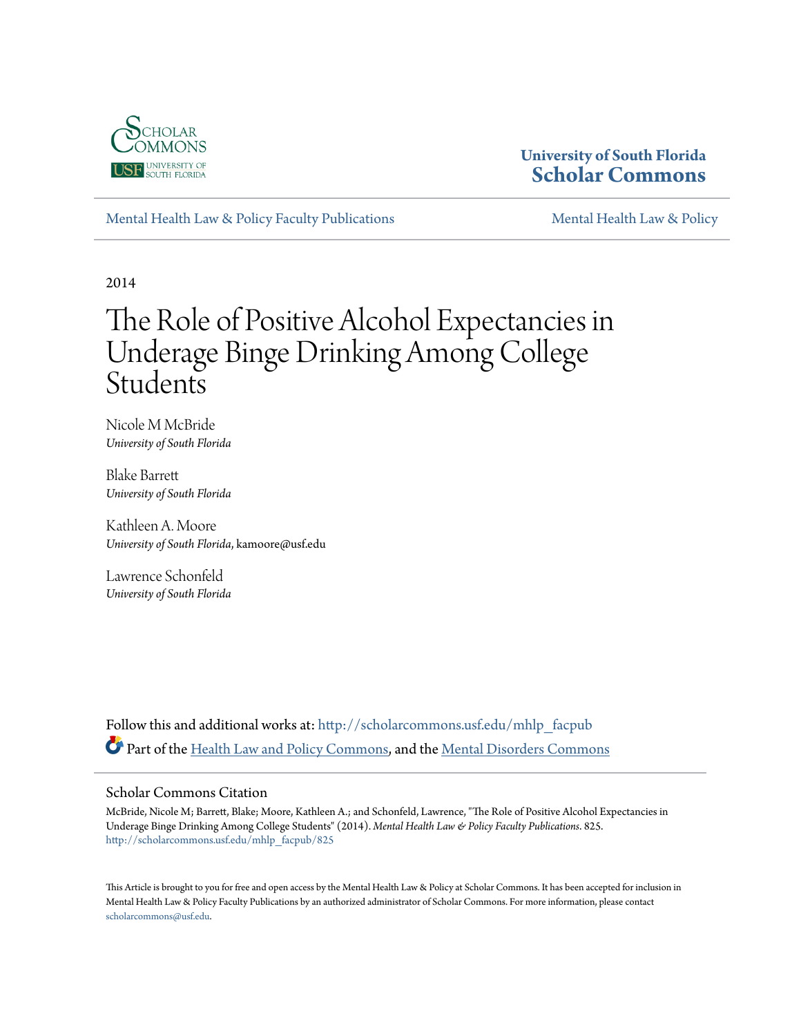University of South Florida
**Scholar Commons**

Mental Health Law & Policy Faculty Publications | Mental Health Law & Policy

2014

# The Role of Positive Alcohol Expectancies in Underage Binge Drinking Among College Students

Nicole M McBride
*University of South Florida*

Blake Barrett
*University of South Florida*

Kathleen A. Moore
*University of South Florida*, kamoore@usf.edu

Lawrence Schonfeld
*University of South Florida*

Follow this and additional works at: http://scholarcommons.usf.edu/mhlp_facpub

Part of the Health Law and Policy Commons, and the Mental Disorders Commons

## Scholar Commons Citation

McBride, Nicole M; Barrett, Blake; Moore, Kathleen A.; and Schonfeld, Lawrence, "The Role of Positive Alcohol Expectancies in Underage Binge Drinking Among College Students" (2014). *Mental Health Law & Policy Faculty Publications*. 825.
http://scholarcommons.usf.edu/mhlp_facpub/825

This Article is brought to you for free and open access by the Mental Health Law & Policy at Scholar Commons. It has been accepted for inclusion in Mental Health Law & Policy Faculty Publications by an authorized administrator of Scholar Commons. For more information, please contact scholarcommons@usf.edu.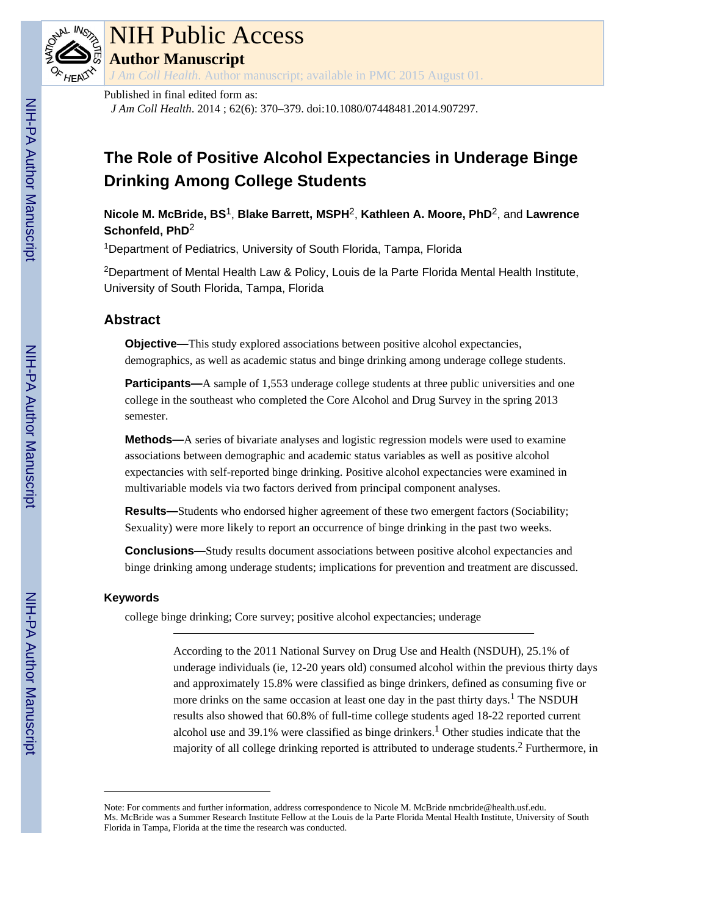NIH Public Access

**Author Manuscript**

*J Am Coll Health*. Author manuscript; available in PMC 2015 August 01.

Published in final edited form as:

*J Am Coll Health*. 2014 ; 62(6): 370–379. doi:10.1080/07448481.2014.907297.

# The Role of Positive Alcohol Expectancies in Underage Binge Drinking Among College Students

**Nicole M. McBride, BS**[1], **Blake Barrett, MSPH**[2], **Kathleen A. Moore, PhD**[2], and **Lawrence Schonfeld, PhD**[2]

[1]Department of Pediatrics, University of South Florida, Tampa, Florida

[2]Department of Mental Health Law & Policy, Louis de la Parte Florida Mental Health Institute, University of South Florida, Tampa, Florida

## Abstract

**Objective—**This study explored associations between positive alcohol expectancies, demographics, as well as academic status and binge drinking among underage college students.

**Participants—**A sample of 1,553 underage college students at three public universities and one college in the southeast who completed the Core Alcohol and Drug Survey in the spring 2013 semester.

**Methods—**A series of bivariate analyses and logistic regression models were used to examine associations between demographic and academic status variables as well as positive alcohol expectancies with self-reported binge drinking. Positive alcohol expectancies were examined in multivariable models via two factors derived from principal component analyses.

**Results—**Students who endorsed higher agreement of these two emergent factors (Sociability; Sexuality) were more likely to report an occurrence of binge drinking in the past two weeks.

**Conclusions—**Study results document associations between positive alcohol expectancies and binge drinking among underage students; implications for prevention and treatment are discussed.

### Keywords

college binge drinking; Core survey; positive alcohol expectancies; underage

According to the 2011 National Survey on Drug Use and Health (NSDUH), 25.1% of underage individuals (ie, 12-20 years old) consumed alcohol within the previous thirty days and approximately 15.8% were classified as binge drinkers, defined as consuming five or more drinks on the same occasion at least one day in the past thirty days.[1] The NSDUH results also showed that 60.8% of full-time college students aged 18-22 reported current alcohol use and 39.1% were classified as binge drinkers.[1] Other studies indicate that the majority of all college drinking reported is attributed to underage students.[2] Furthermore, in

Note: For comments and further information, address correspondence to Nicole M. McBride nmcbride@health.usf.edu.
Ms. McBride was a Summer Research Institute Fellow at the Louis de la Parte Florida Mental Health Institute, University of South Florida in Tampa, Florida at the time the research was conducted.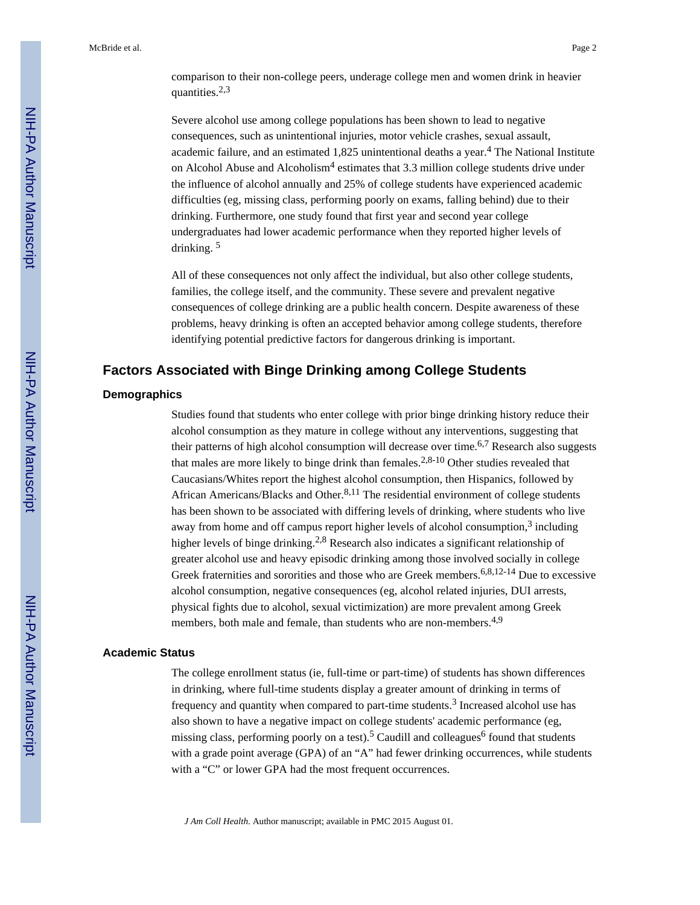comparison to their non-college peers, underage college men and women drink in heavier quantities.[2,3]

Severe alcohol use among college populations has been shown to lead to negative consequences, such as unintentional injuries, motor vehicle crashes, sexual assault, academic failure, and an estimated 1,825 unintentional deaths a year.[4] The National Institute on Alcohol Abuse and Alcoholism[4] estimates that 3.3 million college students drive under the influence of alcohol annually and 25% of college students have experienced academic difficulties (eg, missing class, performing poorly on exams, falling behind) due to their drinking. Furthermore, one study found that first year and second year college undergraduates had lower academic performance when they reported higher levels of drinking. [5]

All of these consequences not only affect the individual, but also other college students, families, the college itself, and the community. These severe and prevalent negative consequences of college drinking are a public health concern. Despite awareness of these problems, heavy drinking is often an accepted behavior among college students, therefore identifying potential predictive factors for dangerous drinking is important.

## Factors Associated with Binge Drinking among College Students

### Demographics

Studies found that students who enter college with prior binge drinking history reduce their alcohol consumption as they mature in college without any interventions, suggesting that their patterns of high alcohol consumption will decrease over time.[6,7] Research also suggests that males are more likely to binge drink than females.[2,8-10] Other studies revealed that Caucasians/Whites report the highest alcohol consumption, then Hispanics, followed by African Americans/Blacks and Other.[8,11] The residential environment of college students has been shown to be associated with differing levels of drinking, where students who live away from home and off campus report higher levels of alcohol consumption,[3] including higher levels of binge drinking.[2,8] Research also indicates a significant relationship of greater alcohol use and heavy episodic drinking among those involved socially in college Greek fraternities and sororities and those who are Greek members.[6,8,12-14] Due to excessive alcohol consumption, negative consequences (eg, alcohol related injuries, DUI arrests, physical fights due to alcohol, sexual victimization) are more prevalent among Greek members, both male and female, than students who are non-members.[4,9]

### Academic Status

The college enrollment status (ie, full-time or part-time) of students has shown differences in drinking, where full-time students display a greater amount of drinking in terms of frequency and quantity when compared to part-time students.[3] Increased alcohol use has also shown to have a negative impact on college students' academic performance (eg, missing class, performing poorly on a test).[5] Caudill and colleagues[6] found that students with a grade point average (GPA) of an "A" had fewer drinking occurrences, while students with a "C" or lower GPA had the most frequent occurrences.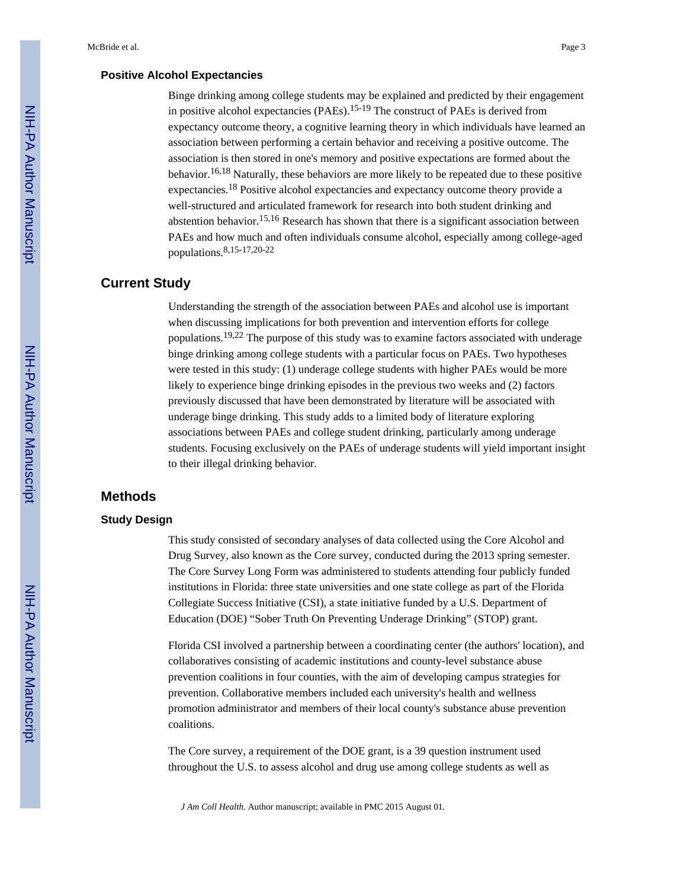### Positive Alcohol Expectancies

Binge drinking among college students may be explained and predicted by their engagement in positive alcohol expectancies (PAEs).[15-19] The construct of PAEs is derived from expectancy outcome theory, a cognitive learning theory in which individuals have learned an association between performing a certain behavior and receiving a positive outcome. The association is then stored in one's memory and positive expectations are formed about the behavior.[16,18] Naturally, these behaviors are more likely to be repeated due to these positive expectancies.[18] Positive alcohol expectancies and expectancy outcome theory provide a well-structured and articulated framework for research into both student drinking and abstention behavior.[15,16] Research has shown that there is a significant association between PAEs and how much and often individuals consume alcohol, especially among college-aged populations.[8,15-17,20-22]

## Current Study

Understanding the strength of the association between PAEs and alcohol use is important when discussing implications for both prevention and intervention efforts for college populations.[19,22] The purpose of this study was to examine factors associated with underage binge drinking among college students with a particular focus on PAEs. Two hypotheses were tested in this study: (1) underage college students with higher PAEs would be more likely to experience binge drinking episodes in the previous two weeks and (2) factors previously discussed that have been demonstrated by literature will be associated with underage binge drinking. This study adds to a limited body of literature exploring associations between PAEs and college student drinking, particularly among underage students. Focusing exclusively on the PAEs of underage students will yield important insight to their illegal drinking behavior.

## Methods

### Study Design

This study consisted of secondary analyses of data collected using the Core Alcohol and Drug Survey, also known as the Core survey, conducted during the 2013 spring semester. The Core Survey Long Form was administered to students attending four publicly funded institutions in Florida: three state universities and one state college as part of the Florida Collegiate Success Initiative (CSI), a state initiative funded by a U.S. Department of Education (DOE) "Sober Truth On Preventing Underage Drinking" (STOP) grant.

Florida CSI involved a partnership between a coordinating center (the authors' location), and collaboratives consisting of academic institutions and county-level substance abuse prevention coalitions in four counties, with the aim of developing campus strategies for prevention. Collaborative members included each university's health and wellness promotion administrator and members of their local county's substance abuse prevention coalitions.

The Core survey, a requirement of the DOE grant, is a 39 question instrument used throughout the U.S. to assess alcohol and drug use among college students as well as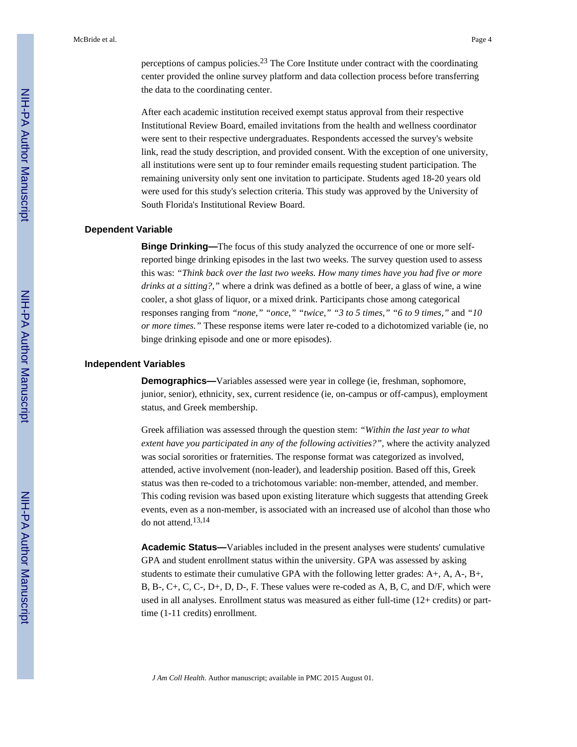perceptions of campus policies.[23] The Core Institute under contract with the coordinating center provided the online survey platform and data collection process before transferring the data to the coordinating center.

After each academic institution received exempt status approval from their respective Institutional Review Board, emailed invitations from the health and wellness coordinator were sent to their respective undergraduates. Respondents accessed the survey's website link, read the study description, and provided consent. With the exception of one university, all institutions were sent up to four reminder emails requesting student participation. The remaining university only sent one invitation to participate. Students aged 18-20 years old were used for this study's selection criteria. This study was approved by the University of South Florida's Institutional Review Board.

### Dependent Variable

**Binge Drinking—**The focus of this study analyzed the occurrence of one or more self-reported binge drinking episodes in the last two weeks. The survey question used to assess this was: *"Think back over the last two weeks. How many times have you had five or more drinks at a sitting?,"* where a drink was defined as a bottle of beer, a glass of wine, a wine cooler, a shot glass of liquor, or a mixed drink. Participants chose among categorical responses ranging from *"none," "once," "twice," "3 to 5 times," "6 to 9 times,"* and *"10 or more times."* These response items were later re-coded to a dichotomized variable (ie, no binge drinking episode and one or more episodes).

### Independent Variables

**Demographics—**Variables assessed were year in college (ie, freshman, sophomore, junior, senior), ethnicity, sex, current residence (ie, on-campus or off-campus), employment status, and Greek membership.

Greek affiliation was assessed through the question stem: *"Within the last year to what extent have you participated in any of the following activities?"*, where the activity analyzed was social sororities or fraternities. The response format was categorized as involved, attended, active involvement (non-leader), and leadership position. Based off this, Greek status was then re-coded to a trichotomous variable: non-member, attended, and member. This coding revision was based upon existing literature which suggests that attending Greek events, even as a non-member, is associated with an increased use of alcohol than those who do not attend.[13,14]

**Academic Status—**Variables included in the present analyses were students' cumulative GPA and student enrollment status within the university. GPA was assessed by asking students to estimate their cumulative GPA with the following letter grades: A+, A, A-, B+, B, B-, C+, C, C-, D+, D, D-, F. These values were re-coded as A, B, C, and D/F, which were used in all analyses. Enrollment status was measured as either full-time (12+ credits) or part-time (1-11 credits) enrollment.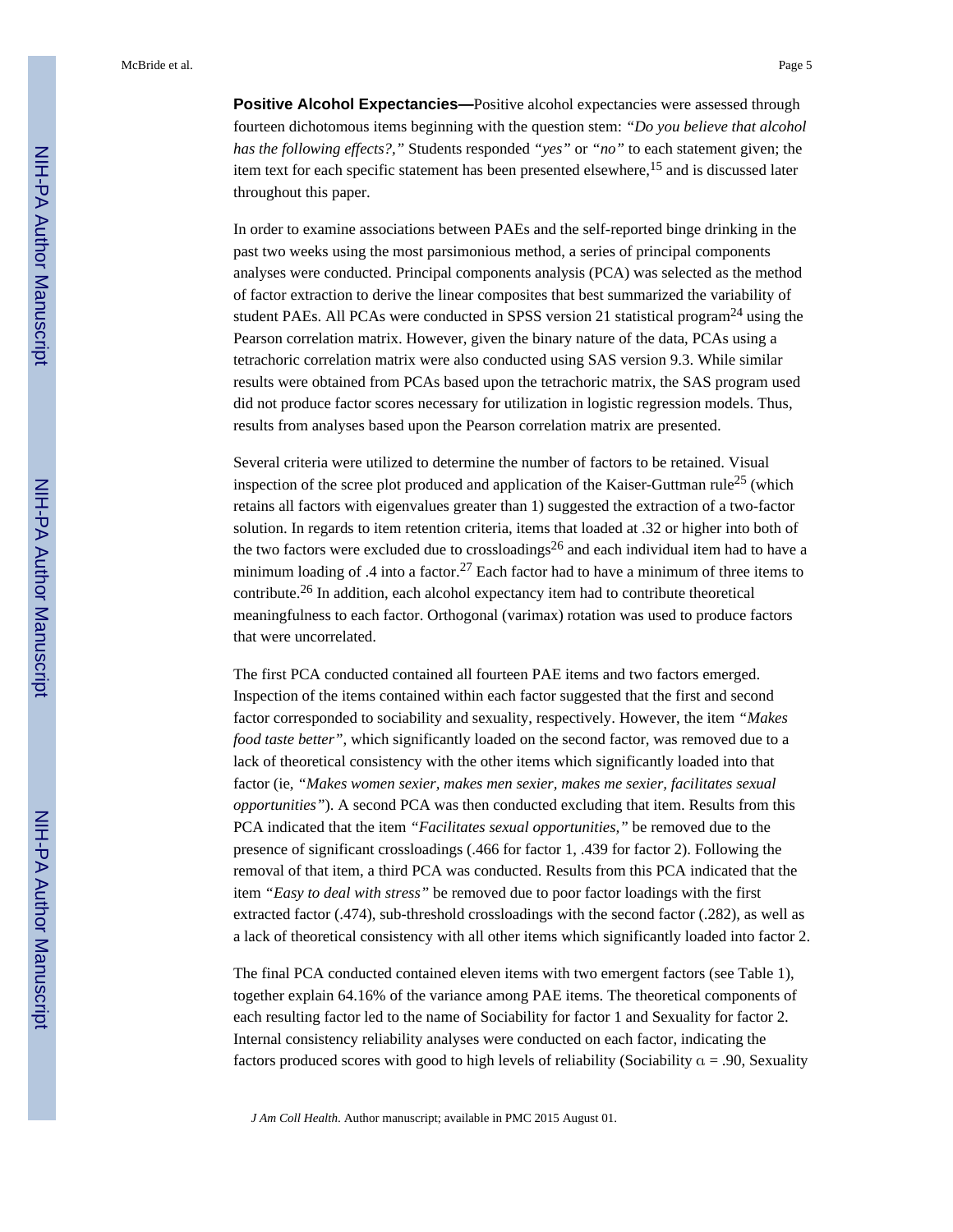**Positive Alcohol Expectancies—**Positive alcohol expectancies were assessed through fourteen dichotomous items beginning with the question stem: *"Do you believe that alcohol has the following effects?,"* Students responded *"yes"* or *"no"* to each statement given; the item text for each specific statement has been presented elsewhere,[15] and is discussed later throughout this paper.

In order to examine associations between PAEs and the self-reported binge drinking in the past two weeks using the most parsimonious method, a series of principal components analyses were conducted. Principal components analysis (PCA) was selected as the method of factor extraction to derive the linear composites that best summarized the variability of student PAEs. All PCAs were conducted in SPSS version 21 statistical program[24] using the Pearson correlation matrix. However, given the binary nature of the data, PCAs using a tetrachoric correlation matrix were also conducted using SAS version 9.3. While similar results were obtained from PCAs based upon the tetrachoric matrix, the SAS program used did not produce factor scores necessary for utilization in logistic regression models. Thus, results from analyses based upon the Pearson correlation matrix are presented.

Several criteria were utilized to determine the number of factors to be retained. Visual inspection of the scree plot produced and application of the Kaiser-Guttman rule[25] (which retains all factors with eigenvalues greater than 1) suggested the extraction of a two-factor solution. In regards to item retention criteria, items that loaded at .32 or higher into both of the two factors were excluded due to crossloadings[26] and each individual item had to have a minimum loading of .4 into a factor.[27] Each factor had to have a minimum of three items to contribute.[26] In addition, each alcohol expectancy item had to contribute theoretical meaningfulness to each factor. Orthogonal (varimax) rotation was used to produce factors that were uncorrelated.

The first PCA conducted contained all fourteen PAE items and two factors emerged. Inspection of the items contained within each factor suggested that the first and second factor corresponded to sociability and sexuality, respectively. However, the item *"Makes food taste better"*, which significantly loaded on the second factor, was removed due to a lack of theoretical consistency with the other items which significantly loaded into that factor (ie, *"Makes women sexier, makes men sexier, makes me sexier, facilitates sexual opportunities"*). A second PCA was then conducted excluding that item. Results from this PCA indicated that the item *"Facilitates sexual opportunities,"* be removed due to the presence of significant crossloadings (.466 for factor 1, .439 for factor 2). Following the removal of that item, a third PCA was conducted. Results from this PCA indicated that the item *"Easy to deal with stress"* be removed due to poor factor loadings with the first extracted factor (.474), sub-threshold crossloadings with the second factor (.282), as well as a lack of theoretical consistency with all other items which significantly loaded into factor 2.

The final PCA conducted contained eleven items with two emergent factors (see Table 1), together explain 64.16% of the variance among PAE items. The theoretical components of each resulting factor led to the name of Sociability for factor 1 and Sexuality for factor 2. Internal consistency reliability analyses were conducted on each factor, indicating the factors produced scores with good to high levels of reliability (Sociability $\alpha = .90$, Sexuality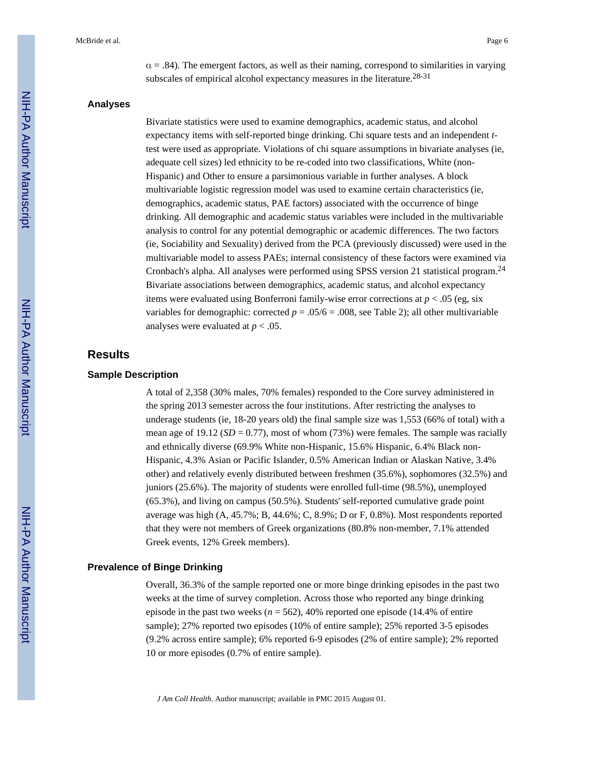α = .84). The emergent factors, as well as their naming, correspond to similarities in varying subscales of empirical alcohol expectancy measures in the literature.[28-31]

### Analyses

Bivariate statistics were used to examine demographics, academic status, and alcohol expectancy items with self-reported binge drinking. Chi square tests and an independent *t*-test were used as appropriate. Violations of chi square assumptions in bivariate analyses (ie, adequate cell sizes) led ethnicity to be re-coded into two classifications, White (non-Hispanic) and Other to ensure a parsimonious variable in further analyses. A block multivariable logistic regression model was used to examine certain characteristics (ie, demographics, academic status, PAE factors) associated with the occurrence of binge drinking. All demographic and academic status variables were included in the multivariable analysis to control for any potential demographic or academic differences. The two factors (ie, Sociability and Sexuality) derived from the PCA (previously discussed) were used in the multivariable model to assess PAEs; internal consistency of these factors were examined via Cronbach's alpha. All analyses were performed using SPSS version 21 statistical program.[24] Bivariate associations between demographics, academic status, and alcohol expectancy items were evaluated using Bonferroni family-wise error corrections at $p < .05$ (eg, six variables for demographic: corrected $p = .05/6 = .008$, see Table 2); all other multivariable analyses were evaluated at $p < .05$.

## Results

### Sample Description

A total of 2,358 (30% males, 70% females) responded to the Core survey administered in the spring 2013 semester across the four institutions. After restricting the analyses to underage students (ie, 18-20 years old) the final sample size was 1,553 (66% of total) with a mean age of 19.12 (*SD* = 0.77), most of whom (73%) were females. The sample was racially and ethnically diverse (69.9% White non-Hispanic, 15.6% Hispanic, 6.4% Black non-Hispanic, 4.3% Asian or Pacific Islander, 0.5% American Indian or Alaskan Native, 3.4% other) and relatively evenly distributed between freshmen (35.6%), sophomores (32.5%) and juniors (25.6%). The majority of students were enrolled full-time (98.5%), unemployed (65.3%), and living on campus (50.5%). Students' self-reported cumulative grade point average was high (A, 45.7%; B, 44.6%; C, 8.9%; D or F, 0.8%). Most respondents reported that they were not members of Greek organizations (80.8% non-member, 7.1% attended Greek events, 12% Greek members).

### Prevalence of Binge Drinking

Overall, 36.3% of the sample reported one or more binge drinking episodes in the past two weeks at the time of survey completion. Across those who reported any binge drinking episode in the past two weeks (*n* = 562), 40% reported one episode (14.4% of entire sample); 27% reported two episodes (10% of entire sample); 25% reported 3-5 episodes (9.2% across entire sample); 6% reported 6-9 episodes (2% of entire sample); 2% reported 10 or more episodes (0.7% of entire sample).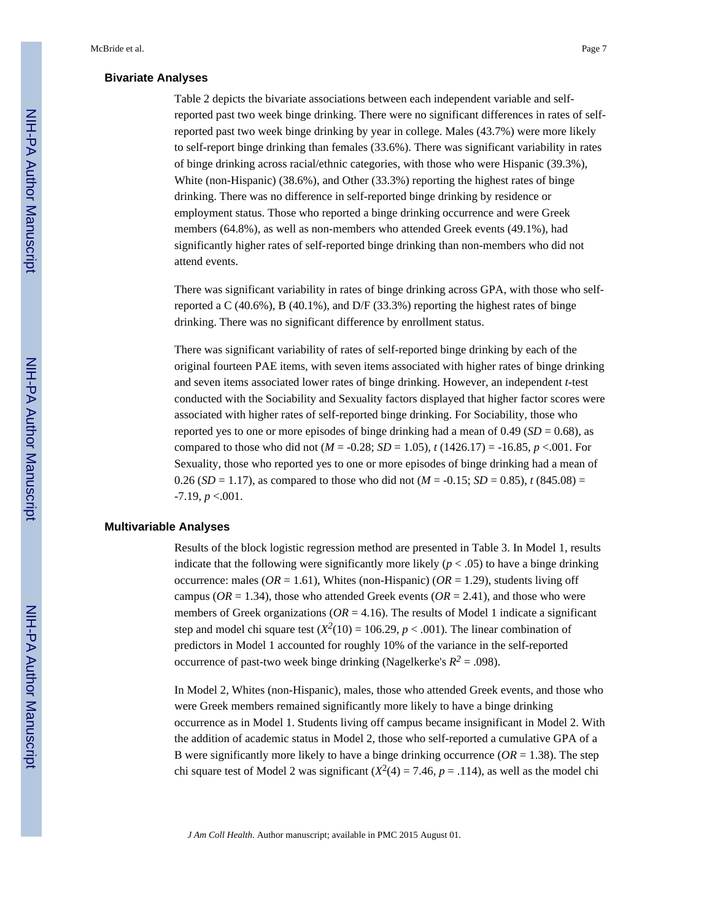### Bivariate Analyses

Table 2 depicts the bivariate associations between each independent variable and self-reported past two week binge drinking. There were no significant differences in rates of self-reported past two week binge drinking by year in college. Males (43.7%) were more likely to self-report binge drinking than females (33.6%). There was significant variability in rates of binge drinking across racial/ethnic categories, with those who were Hispanic (39.3%), White (non-Hispanic) (38.6%), and Other (33.3%) reporting the highest rates of binge drinking. There was no difference in self-reported binge drinking by residence or employment status. Those who reported a binge drinking occurrence and were Greek members (64.8%), as well as non-members who attended Greek events (49.1%), had significantly higher rates of self-reported binge drinking than non-members who did not attend events.

There was significant variability in rates of binge drinking across GPA, with those who self-reported a C (40.6%), B (40.1%), and D/F (33.3%) reporting the highest rates of binge drinking. There was no significant difference by enrollment status.

There was significant variability of rates of self-reported binge drinking by each of the original fourteen PAE items, with seven items associated with higher rates of binge drinking and seven items associated lower rates of binge drinking. However, an independent *t*-test conducted with the Sociability and Sexuality factors displayed that higher factor scores were associated with higher rates of self-reported binge drinking. For Sociability, those who reported yes to one or more episodes of binge drinking had a mean of 0.49 ($SD$ = 0.68), as compared to those who did not ($M$ = -0.28; $SD$ = 1.05), $t$ (1426.17) = -16.85, $p$ <.001. For Sexuality, those who reported yes to one or more episodes of binge drinking had a mean of 0.26 ($SD$ = 1.17), as compared to those who did not ($M$ = -0.15; $SD$ = 0.85), $t$ (845.08) = -7.19, $p$ <.001.

### Multivariable Analyses

Results of the block logistic regression method are presented in Table 3. In Model 1, results indicate that the following were significantly more likely ($p < .05$) to have a binge drinking occurrence: males ($OR$ = 1.61), Whites (non-Hispanic) ($OR$ = 1.29), students living off campus ($OR$ = 1.34), those who attended Greek events ($OR$ = 2.41), and those who were members of Greek organizations ($OR$ = 4.16). The results of Model 1 indicate a significant step and model chi square test ($X^2(10) = 106.29$, $p < .001$). The linear combination of predictors in Model 1 accounted for roughly 10% of the variance in the self-reported occurrence of past-two week binge drinking (Nagelkerke's $R^2 = .098$).

In Model 2, Whites (non-Hispanic), males, those who attended Greek events, and those who were Greek members remained significantly more likely to have a binge drinking occurrence as in Model 1. Students living off campus became insignificant in Model 2. With the addition of academic status in Model 2, those who self-reported a cumulative GPA of a B were significantly more likely to have a binge drinking occurrence ($OR$ = 1.38). The step chi square test of Model 2 was significant ($X^2(4) = 7.46$, $p = .114$), as well as the model chi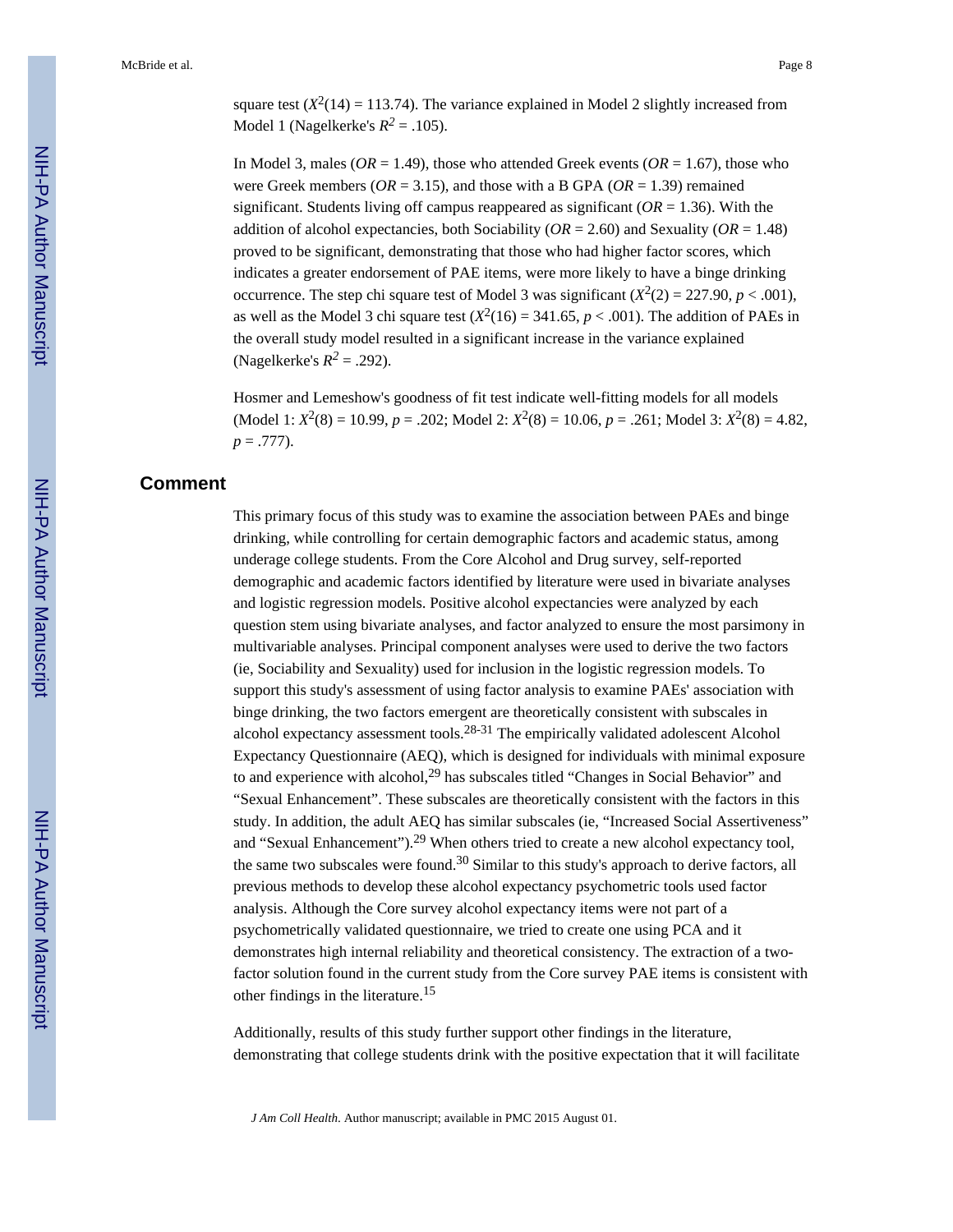square test ($X^2(14) = 113.74$). The variance explained in Model 2 slightly increased from Model 1 (Nagelkerke's $R^2 = .105$).

In Model 3, males ($OR = 1.49$), those who attended Greek events ($OR = 1.67$), those who were Greek members ($OR = 3.15$), and those with a B GPA ($OR = 1.39$) remained significant. Students living off campus reappeared as significant ($OR = 1.36$). With the addition of alcohol expectancies, both Sociability ($OR = 2.60$) and Sexuality ($OR = 1.48$) proved to be significant, demonstrating that those who had higher factor scores, which indicates a greater endorsement of PAE items, were more likely to have a binge drinking occurrence. The step chi square test of Model 3 was significant ($X^2(2) = 227.90$, $p < .001$), as well as the Model 3 chi square test ($X^2(16) = 341.65$, $p < .001$). The addition of PAEs in the overall study model resulted in a significant increase in the variance explained (Nagelkerke's $R^2 = .292$).

Hosmer and Lemeshow's goodness of fit test indicate well-fitting models for all models (Model 1: $X^2(8) = 10.99$, $p = .202$; Model 2: $X^2(8) = 10.06$, $p = .261$; Model 3: $X^2(8) = 4.82$, $p = .777$).

## Comment

This primary focus of this study was to examine the association between PAEs and binge drinking, while controlling for certain demographic factors and academic status, among underage college students. From the Core Alcohol and Drug survey, self-reported demographic and academic factors identified by literature were used in bivariate analyses and logistic regression models. Positive alcohol expectancies were analyzed by each question stem using bivariate analyses, and factor analyzed to ensure the most parsimony in multivariable analyses. Principal component analyses were used to derive the two factors (ie, Sociability and Sexuality) used for inclusion in the logistic regression models. To support this study's assessment of using factor analysis to examine PAEs' association with binge drinking, the two factors emergent are theoretically consistent with subscales in alcohol expectancy assessment tools.[28-31] The empirically validated adolescent Alcohol Expectancy Questionnaire (AEQ), which is designed for individuals with minimal exposure to and experience with alcohol,[29] has subscales titled "Changes in Social Behavior" and "Sexual Enhancement". These subscales are theoretically consistent with the factors in this study. In addition, the adult AEQ has similar subscales (ie, "Increased Social Assertiveness" and "Sexual Enhancement").[29] When others tried to create a new alcohol expectancy tool, the same two subscales were found.[30] Similar to this study's approach to derive factors, all previous methods to develop these alcohol expectancy psychometric tools used factor analysis. Although the Core survey alcohol expectancy items were not part of a psychometrically validated questionnaire, we tried to create one using PCA and it demonstrates high internal reliability and theoretical consistency. The extraction of a two-factor solution found in the current study from the Core survey PAE items is consistent with other findings in the literature.[15]

Additionally, results of this study further support other findings in the literature, demonstrating that college students drink with the positive expectation that it will facilitate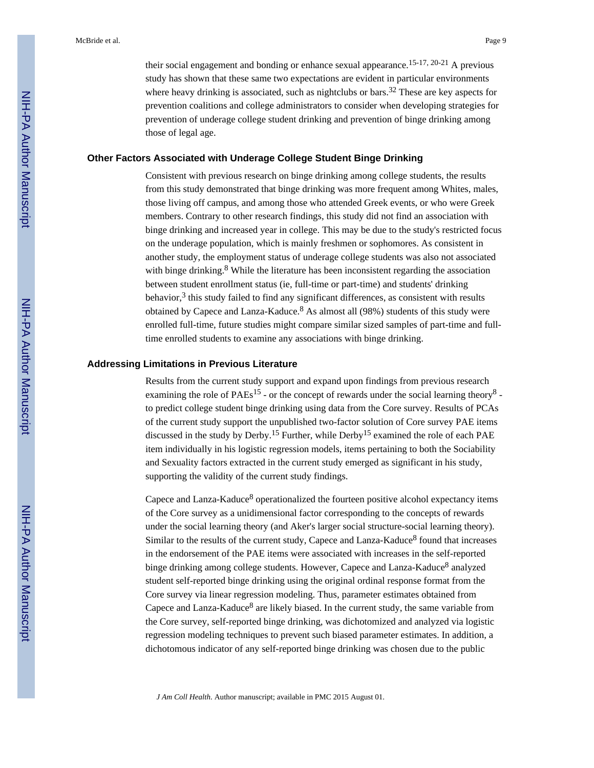their social engagement and bonding or enhance sexual appearance.[15-17, 20-21] A previous study has shown that these same two expectations are evident in particular environments where heavy drinking is associated, such as nightclubs or bars.[32] These are key aspects for prevention coalitions and college administrators to consider when developing strategies for prevention of underage college student drinking and prevention of binge drinking among those of legal age.

### Other Factors Associated with Underage College Student Binge Drinking

Consistent with previous research on binge drinking among college students, the results from this study demonstrated that binge drinking was more frequent among Whites, males, those living off campus, and among those who attended Greek events, or who were Greek members. Contrary to other research findings, this study did not find an association with binge drinking and increased year in college. This may be due to the study's restricted focus on the underage population, which is mainly freshmen or sophomores. As consistent in another study, the employment status of underage college students was also not associated with binge drinking.[8] While the literature has been inconsistent regarding the association between student enrollment status (ie, full-time or part-time) and students' drinking behavior,[3] this study failed to find any significant differences, as consistent with results obtained by Capece and Lanza-Kaduce.[8] As almost all (98%) students of this study were enrolled full-time, future studies might compare similar sized samples of part-time and full-time enrolled students to examine any associations with binge drinking.

### Addressing Limitations in Previous Literature

Results from the current study support and expand upon findings from previous research examining the role of PAEs[15] - or the concept of rewards under the social learning theory[8] - to predict college student binge drinking using data from the Core survey. Results of PCAs of the current study support the unpublished two-factor solution of Core survey PAE items discussed in the study by Derby.[15] Further, while Derby[15] examined the role of each PAE item individually in his logistic regression models, items pertaining to both the Sociability and Sexuality factors extracted in the current study emerged as significant in his study, supporting the validity of the current study findings.

Capece and Lanza-Kaduce[8] operationalized the fourteen positive alcohol expectancy items of the Core survey as a unidimensional factor corresponding to the concepts of rewards under the social learning theory (and Aker's larger social structure-social learning theory). Similar to the results of the current study, Capece and Lanza-Kaduce[8] found that increases in the endorsement of the PAE items were associated with increases in the self-reported binge drinking among college students. However, Capece and Lanza-Kaduce[8] analyzed student self-reported binge drinking using the original ordinal response format from the Core survey via linear regression modeling. Thus, parameter estimates obtained from Capece and Lanza-Kaduce[8] are likely biased. In the current study, the same variable from the Core survey, self-reported binge drinking, was dichotomized and analyzed via logistic regression modeling techniques to prevent such biased parameter estimates. In addition, a dichotomous indicator of any self-reported binge drinking was chosen due to the public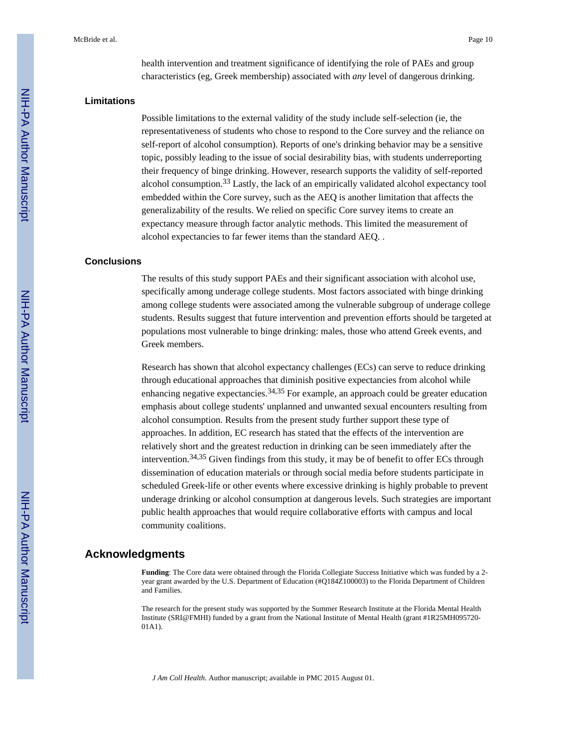health intervention and treatment significance of identifying the role of PAEs and group characteristics (eg, Greek membership) associated with *any* level of dangerous drinking.

### Limitations

Possible limitations to the external validity of the study include self-selection (ie, the representativeness of students who chose to respond to the Core survey and the reliance on self-report of alcohol consumption). Reports of one's drinking behavior may be a sensitive topic, possibly leading to the issue of social desirability bias, with students underreporting their frequency of binge drinking. However, research supports the validity of self-reported alcohol consumption.[33] Lastly, the lack of an empirically validated alcohol expectancy tool embedded within the Core survey, such as the AEQ is another limitation that affects the generalizability of the results. We relied on specific Core survey items to create an expectancy measure through factor analytic methods. This limited the measurement of alcohol expectancies to far fewer items than the standard AEQ. .

### Conclusions

The results of this study support PAEs and their significant association with alcohol use, specifically among underage college students. Most factors associated with binge drinking among college students were associated among the vulnerable subgroup of underage college students. Results suggest that future intervention and prevention efforts should be targeted at populations most vulnerable to binge drinking: males, those who attend Greek events, and Greek members.

Research has shown that alcohol expectancy challenges (ECs) can serve to reduce drinking through educational approaches that diminish positive expectancies from alcohol while enhancing negative expectancies.[34,35] For example, an approach could be greater education emphasis about college students' unplanned and unwanted sexual encounters resulting from alcohol consumption. Results from the present study further support these type of approaches. In addition, EC research has stated that the effects of the intervention are relatively short and the greatest reduction in drinking can be seen immediately after the intervention.[34,35] Given findings from this study, it may be of benefit to offer ECs through dissemination of education materials or through social media before students participate in scheduled Greek-life or other events where excessive drinking is highly probable to prevent underage drinking or alcohol consumption at dangerous levels. Such strategies are important public health approaches that would require collaborative efforts with campus and local community coalitions.

## Acknowledgments

**Funding**: The Core data were obtained through the Florida Collegiate Success Initiative which was funded by a 2-year grant awarded by the U.S. Department of Education (#Q184Z100003) to the Florida Department of Children and Families.

The research for the present study was supported by the Summer Research Institute at the Florida Mental Health Institute (SRI@FMHI) funded by a grant from the National Institute of Mental Health (grant #1R25MH095720-01A1).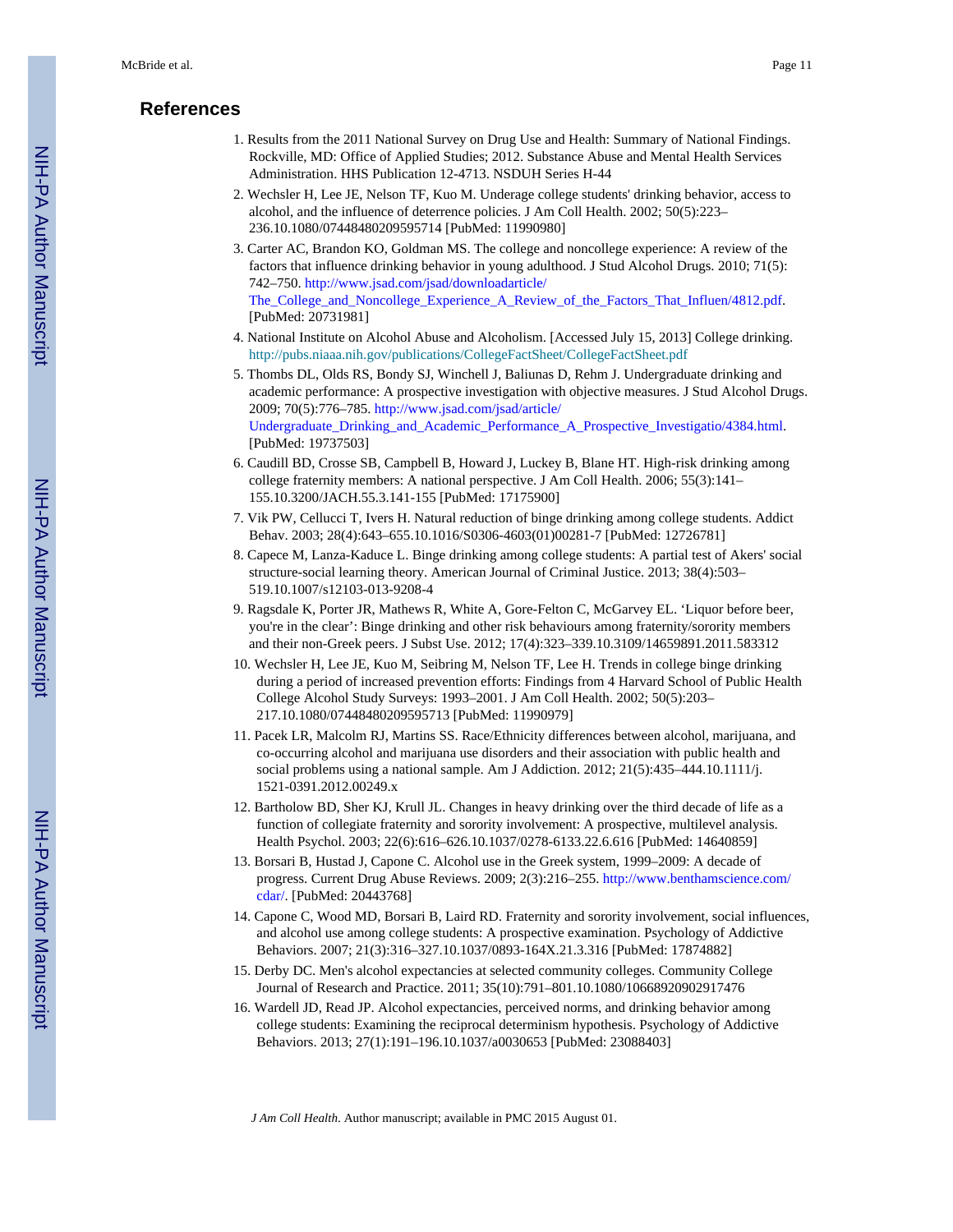## References

1. Results from the 2011 National Survey on Drug Use and Health: Summary of National Findings. Rockville, MD: Office of Applied Studies; 2012. Substance Abuse and Mental Health Services Administration. HHS Publication 12-4713. NSDUH Series H-44
2. Wechsler H, Lee JE, Nelson TF, Kuo M. Underage college students' drinking behavior, access to alcohol, and the influence of deterrence policies. J Am Coll Health. 2002; 50(5):223–236.10.1080/07448480209595714 [PubMed: 11990980]
3. Carter AC, Brandon KO, Goldman MS. The college and noncollege experience: A review of the factors that influence drinking behavior in young adulthood. J Stud Alcohol Drugs. 2010; 71(5): 742–750. http://www.jsad.com/jsad/downloadarticle/The_College_and_Noncollege_Experience_A_Review_of_the_Factors_That_Influen/4812.pdf. [PubMed: 20731981]
4. National Institute on Alcohol Abuse and Alcoholism. [Accessed July 15, 2013] College drinking. http://pubs.niaaa.nih.gov/publications/CollegeFactSheet/CollegeFactSheet.pdf
5. Thombs DL, Olds RS, Bondy SJ, Winchell J, Baliunas D, Rehm J. Undergraduate drinking and academic performance: A prospective investigation with objective measures. J Stud Alcohol Drugs. 2009; 70(5):776–785. http://www.jsad.com/jsad/article/Undergraduate_Drinking_and_Academic_Performance_A_Prospective_Investigatio/4384.html. [PubMed: 19737503]
6. Caudill BD, Crosse SB, Campbell B, Howard J, Luckey B, Blane HT. High-risk drinking among college fraternity members: A national perspective. J Am Coll Health. 2006; 55(3):141–155.10.3200/JACH.55.3.141-155 [PubMed: 17175900]
7. Vik PW, Cellucci T, Ivers H. Natural reduction of binge drinking among college students. Addict Behav. 2003; 28(4):643–655.10.1016/S0306-4603(01)00281-7 [PubMed: 12726781]
8. Capece M, Lanza-Kaduce L. Binge drinking among college students: A partial test of Akers' social structure-social learning theory. American Journal of Criminal Justice. 2013; 38(4):503–519.10.1007/s12103-013-9208-4
9. Ragsdale K, Porter JR, Mathews R, White A, Gore-Felton C, McGarvey EL. 'Liquor before beer, you're in the clear': Binge drinking and other risk behaviours among fraternity/sorority members and their non-Greek peers. J Subst Use. 2012; 17(4):323–339.10.3109/14659891.2011.583312
10. Wechsler H, Lee JE, Kuo M, Seibring M, Nelson TF, Lee H. Trends in college binge drinking during a period of increased prevention efforts: Findings from 4 Harvard School of Public Health College Alcohol Study Surveys: 1993–2001. J Am Coll Health. 2002; 50(5):203–217.10.1080/07448480209595713 [PubMed: 11990979]
11. Pacek LR, Malcolm RJ, Martins SS. Race/Ethnicity differences between alcohol, marijuana, and co-occurring alcohol and marijuana use disorders and their association with public health and social problems using a national sample. Am J Addiction. 2012; 21(5):435–444.10.1111/j.1521-0391.2012.00249.x
12. Bartholow BD, Sher KJ, Krull JL. Changes in heavy drinking over the third decade of life as a function of collegiate fraternity and sorority involvement: A prospective, multilevel analysis. Health Psychol. 2003; 22(6):616–626.10.1037/0278-6133.22.6.616 [PubMed: 14640859]
13. Borsari B, Hustad J, Capone C. Alcohol use in the Greek system, 1999–2009: A decade of progress. Current Drug Abuse Reviews. 2009; 2(3):216–255. http://www.benthamscience.com/cdar/. [PubMed: 20443768]
14. Capone C, Wood MD, Borsari B, Laird RD. Fraternity and sorority involvement, social influences, and alcohol use among college students: A prospective examination. Psychology of Addictive Behaviors. 2007; 21(3):316–327.10.1037/0893-164X.21.3.316 [PubMed: 17874882]
15. Derby DC. Men's alcohol expectancies at selected community colleges. Community College Journal of Research and Practice. 2011; 35(10):791–801.10.1080/10668920902917476
16. Wardell JD, Read JP. Alcohol expectancies, perceived norms, and drinking behavior among college students: Examining the reciprocal determinism hypothesis. Psychology of Addictive Behaviors. 2013; 27(1):191–196.10.1037/a0030653 [PubMed: 23088403]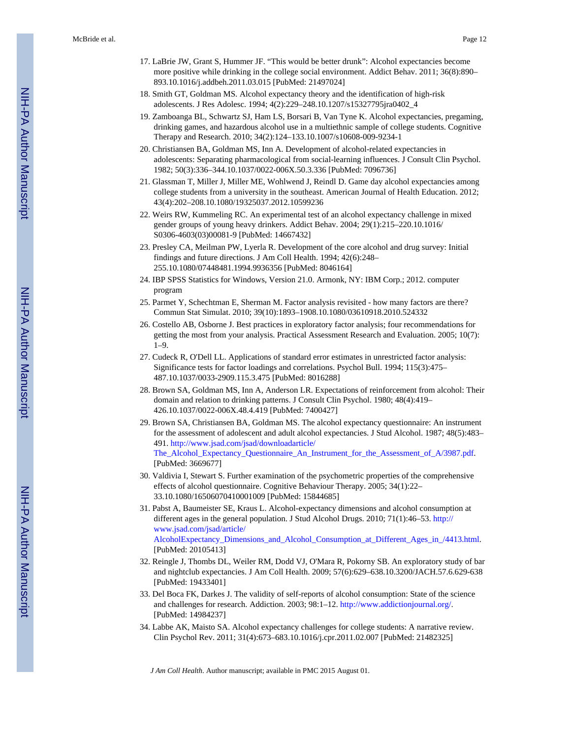17. LaBrie JW, Grant S, Hummer JF. "This would be better drunk": Alcohol expectancies become more positive while drinking in the college social environment. Addict Behav. 2011; 36(8):890–893.10.1016/j.addbeh.2011.03.015 [PubMed: 21497024]
18. Smith GT, Goldman MS. Alcohol expectancy theory and the identification of high-risk adolescents. J Res Adolesc. 1994; 4(2):229–248.10.1207/s15327795jra0402_4
19. Zamboanga BL, Schwartz SJ, Ham LS, Borsari B, Van Tyne K. Alcohol expectancies, pregaming, drinking games, and hazardous alcohol use in a multiethnic sample of college students. Cognitive Therapy and Research. 2010; 34(2):124–133.10.1007/s10608-009-9234-1
20. Christiansen BA, Goldman MS, Inn A. Development of alcohol-related expectancies in adolescents: Separating pharmacological from social-learning influences. J Consult Clin Psychol. 1982; 50(3):336–344.10.1037/0022-006X.50.3.336 [PubMed: 7096736]
21. Glassman T, Miller J, Miller ME, Wohlwend J, Reindl D. Game day alcohol expectancies among college students from a university in the southeast. American Journal of Health Education. 2012; 43(4):202–208.10.1080/19325037.2012.10599236
22. Weirs RW, Kummeling RC. An experimental test of an alcohol expectancy challenge in mixed gender groups of young heavy drinkers. Addict Behav. 2004; 29(1):215–220.10.1016/S0306-4603(03)00081-9 [PubMed: 14667432]
23. Presley CA, Meilman PW, Lyerla R. Development of the core alcohol and drug survey: Initial findings and future directions. J Am Coll Health. 1994; 42(6):248–255.10.1080/07448481.1994.9936356 [PubMed: 8046164]
24. IBP SPSS Statistics for Windows, Version 21.0. Armonk, NY: IBM Corp.; 2012. computer program
25. Parmet Y, Schechtman E, Sherman M. Factor analysis revisited - how many factors are there? Commun Stat Simulat. 2010; 39(10):1893–1908.10.1080/03610918.2010.524332
26. Costello AB, Osborne J. Best practices in exploratory factor analysis; four recommendations for getting the most from your analysis. Practical Assessment Research and Evaluation. 2005; 10(7):1–9.
27. Cudeck R, O'Dell LL. Applications of standard error estimates in unrestricted factor analysis: Significance tests for factor loadings and correlations. Psychol Bull. 1994; 115(3):475–487.10.1037/0033-2909.115.3.475 [PubMed: 8016288]
28. Brown SA, Goldman MS, Inn A, Anderson LR. Expectations of reinforcement from alcohol: Their domain and relation to drinking patterns. J Consult Clin Psychol. 1980; 48(4):419–426.10.1037/0022-006X.48.4.419 [PubMed: 7400427]
29. Brown SA, Christiansen BA, Goldman MS. The alcohol expectancy questionnaire: An instrument for the assessment of adolescent and adult alcohol expectancies. J Stud Alcohol. 1987; 48(5):483–491. http://www.jsad.com/jsad/downloadarticle/The_Alcohol_Expectancy_Questionnaire_An_Instrument_for_the_Assessment_of_A/3987.pdf. [PubMed: 3669677]
30. Valdivia I, Stewart S. Further examination of the psychometric properties of the comprehensive effects of alcohol questionnaire. Cognitive Behaviour Therapy. 2005; 34(1):22–33.10.1080/16506070410001009 [PubMed: 15844685]
31. Pabst A, Baumeister SE, Kraus L. Alcohol-expectancy dimensions and alcohol consumption at different ages in the general population. J Stud Alcohol Drugs. 2010; 71(1):46–53. http://www.jsad.com/jsad/article/AlcoholExpectancy_Dimensions_and_Alcohol_Consumption_at_Different_Ages_in_/4413.html. [PubMed: 20105413]
32. Reingle J, Thombs DL, Weiler RM, Dodd VJ, O'Mara R, Pokorny SB. An exploratory study of bar and nightclub expectancies. J Am Coll Health. 2009; 57(6):629–638.10.3200/JACH.57.6.629-638 [PubMed: 19433401]
33. Del Boca FK, Darkes J. The validity of self-reports of alcohol consumption: State of the science and challenges for research. Addiction. 2003; 98:1–12. http://www.addictionjournal.org/. [PubMed: 14984237]
34. Labbe AK, Maisto SA. Alcohol expectancy challenges for college students: A narrative review. Clin Psychol Rev. 2011; 31(4):673–683.10.1016/j.cpr.2011.02.007 [PubMed: 21482325]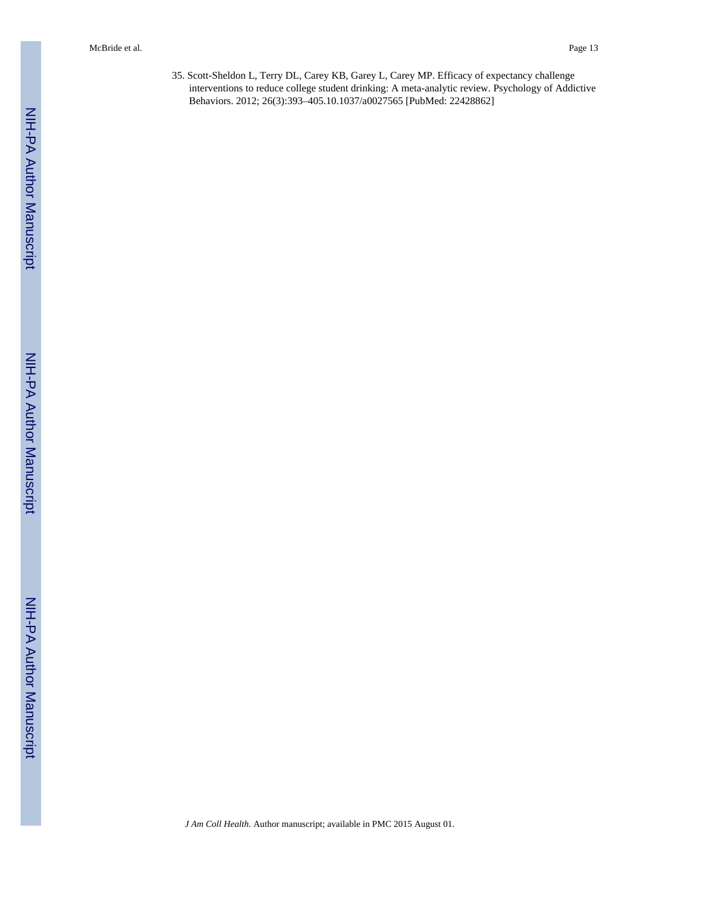35. Scott-Sheldon L, Terry DL, Carey KB, Garey L, Carey MP. Efficacy of expectancy challenge interventions to reduce college student drinking: A meta-analytic review. Psychology of Addictive Behaviors. 2012; 26(3):393–405.10.1037/a0027565 [PubMed: 22428862]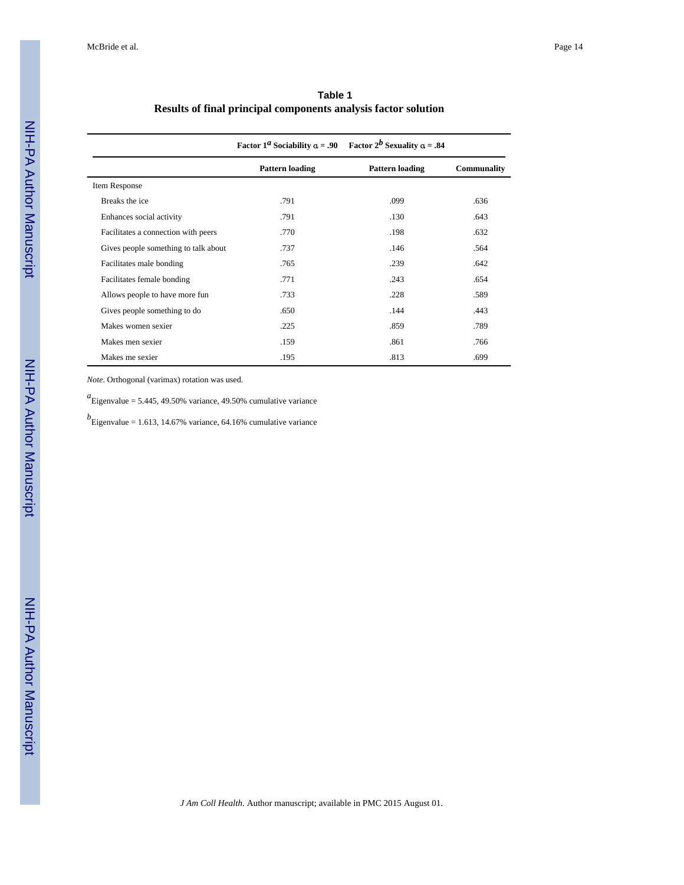**Table 1**

**Results of final principal components analysis factor solution**

| | Factor 1[a] Sociability α = .90 | Factor 2[b] Sexuality α = .84 | |
|---|---|---|---|
| | **Pattern loading** | **Pattern loading** | **Communality** |
| Item Response | | | |
| Breaks the ice | .791 | .099 | .636 |
| Enhances social activity | .791 | .130 | .643 |
| Facilitates a connection with peers | .770 | .198 | .632 |
| Gives people something to talk about | .737 | .146 | .564 |
| Facilitates male bonding | .765 | .239 | .642 |
| Facilitates female bonding | .771 | .243 | .654 |
| Allows people to have more fun | .733 | .228 | .589 |
| Gives people something to do | .650 | .144 | .443 |
| Makes women sexier | .225 | .859 | .789 |
| Makes men sexier | .159 | .861 | .766 |
| Makes me sexier | .195 | .813 | .699 |

*Note*. Orthogonal (varimax) rotation was used.

[a]Eigenvalue = 5.445, 49.50% variance, 49.50% cumulative variance

[b]Eigenvalue = 1.613, 14.67% variance, 64.16% cumulative variance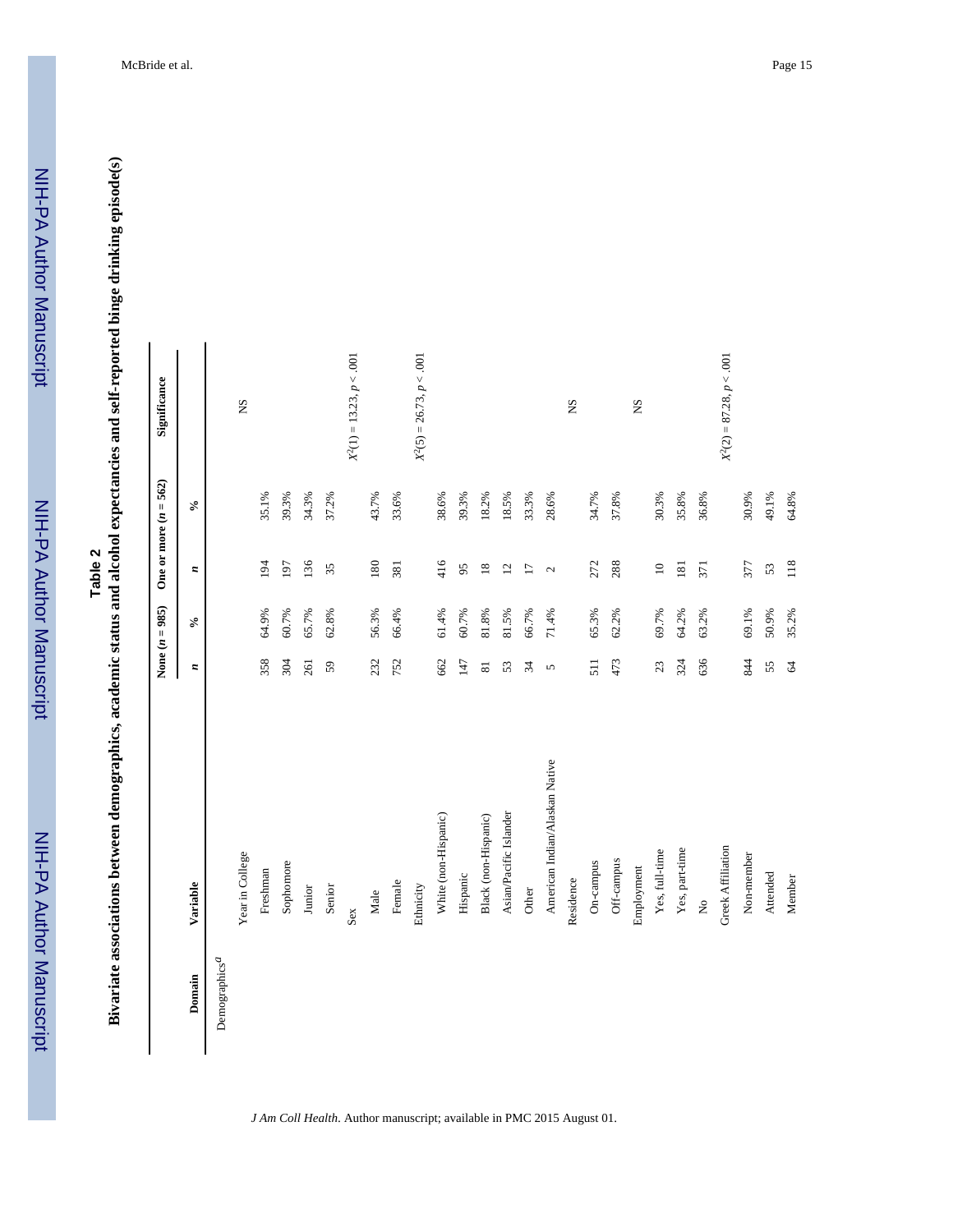**Table 2**

**Bivariate associations between demographics, academic status and alcohol expectancies and self-reported binge drinking episode(s)**

| Domain | Variable | None ($n$ = 985) | | One or more ($n$ = 562) | | Significance |
|---|---|---|---|---|---|---|
| | | $n$ | % | $n$ | % | |
| Demographics[a] | | | | | | |
| | Year in College | | | | | NS |
| | Freshman | 358 | 64.9% | 194 | 35.1% | |
| | Sophomore | 304 | 60.7% | 197 | 39.3% | |
| | Junior | 261 | 65.7% | 136 | 34.3% | |
| | Senior | 59 | 62.8% | 35 | 37.2% | |
| | Sex | | | | | $X^2(1) = 13.23, p < .001$ |
| | Male | 232 | 56.3% | 180 | 43.7% | |
| | Female | 752 | 66.4% | 381 | 33.6% | |
| | Ethnicity | | | | | $X^2(5) = 26.73, p < .001$ |
| | White (non-Hispanic) | 662 | 61.4% | 416 | 38.6% | |
| | Hispanic | 147 | 60.7% | 95 | 39.3% | |
| | Black (non-Hispanic) | 81 | 81.8% | 18 | 18.2% | |
| | Asian/Pacific Islander | 53 | 81.5% | 12 | 18.5% | |
| | Other | 34 | 66.7% | 17 | 33.3% | |
| | American Indian/Alaskan Native | 5 | 71.4% | 2 | 28.6% | |
| | Residence | | | | | NS |
| | On-campus | 511 | 65.3% | 272 | 34.7% | |
| | Off-campus | 473 | 62.2% | 288 | 37.8% | |
| | Employment | | | | | NS |
| | Yes, full-time | 23 | 69.7% | 10 | 30.3% | |
| | Yes, part-time | 324 | 64.2% | 181 | 35.8% | |
| | No | 636 | 63.2% | 371 | 36.8% | |
| | Greek Affiliation | | | | | $X^2(2) = 87.28, p < .001$ |
| | Non-member | 844 | 69.1% | 377 | 30.9% | |
| | Attended | 55 | 50.9% | 53 | 49.1% | |
| | Member | 64 | 35.2% | 118 | 64.8% | |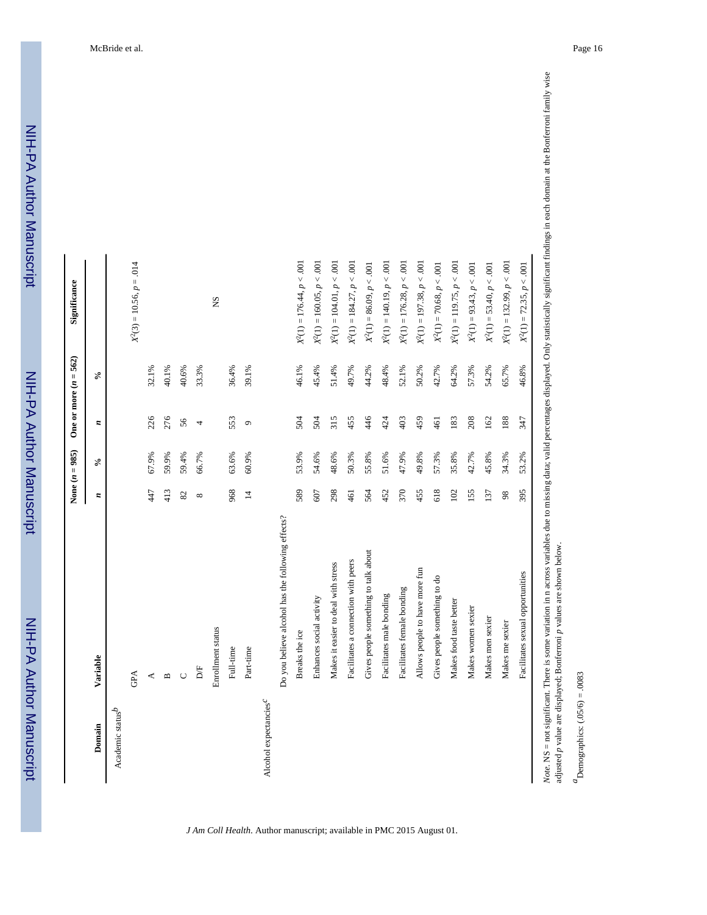| Domain | Variable | None ($n$ = 985) | | One or more ($n$ = 562) | | Significance |
|---|---|---|---|---|---|---|
| | | $n$ | % | $n$ | % | |
| Academic status[b] | | | | | | |
| | GPA | | | | | $X^2(3) = 10.56, p = .014$ |
| | A | 447 | 67.9% | 226 | 32.1% | |
| | B | 413 | 59.9% | 276 | 40.1% | |
| | C | 82 | 59.4% | 56 | 40.6% | |
| | D/F | 8 | 66.7% | 4 | 33.3% | |
| | Enrollment status | | | | | NS |
| | Full-time | 968 | 63.6% | 553 | 36.4% | |
| | Part-time | 14 | 60.9% | 9 | 39.1% | |
| Alcohol expectancies[c] | | | | | | |
| | Do you believe alcohol has the following effects? | | | | | |
| | Breaks the ice | 589 | 53.9% | 504 | 46.1% | $X^2(1) = 176.44, p < .001$ |
| | Enhances social activity | 607 | 54.6% | 504 | 45.4% | $X^2(1) = 160.05, p < .001$ |
| | Makes it easier to deal with stress | 298 | 48.6% | 315 | 51.4% | $X^2(1) = 104.01, p < .001$ |
| | Facilitates a connection with peers | 461 | 50.3% | 455 | 49.7% | $X^2(1) = 184.27, p < .001$ |
| | Gives people something to talk about | 564 | 55.8% | 446 | 44.2% | $X^2(1) = 86.09, p < .001$ |
| | Facilitates male bonding | 452 | 51.6% | 424 | 48.4% | $X^2(1) = 140.19, p < .001$ |
| | Facilitates female bonding | 370 | 47.9% | 403 | 52.1% | $X^2(1) = 176.28, p < .001$ |
| | Allows people to have more fun | 455 | 49.8% | 459 | 50.2% | $X^2(1) = 197.38, p < .001$ |
| | Gives people something to do | 618 | 57.3% | 461 | 42.7% | $X^2(1) = 70.68, p < .001$ |
| | Makes food taste better | 102 | 35.8% | 183 | 64.2% | $X^2(1) = 119.75, p < .001$ |
| | Makes women sexier | 155 | 42.7% | 208 | 57.3% | $X^2(1) = 93.43, p < .001$ |
| | Makes men sexier | 137 | 45.8% | 162 | 54.2% | $X^2(1) = 53.40, p < .001$ |
| | Makes me sexier | 98 | 34.3% | 188 | 65.7% | $X^2(1) = 132.99, p < .001$ |
| | Facilitates sexual opportunities | 395 | 53.2% | 347 | 46.8% | $X^2(1) = 72.35, p < .001$ |

*Note.* NS = not significant. There is some variation in n across variables due to missing data; valid percentages displayed. Only statistically significant findings in each domain at the Bonferroni family wise adjusted $p$ value are displayed; Bonferroni $p$ values are shown below.

[a] Demographics: (.05/6) = .0083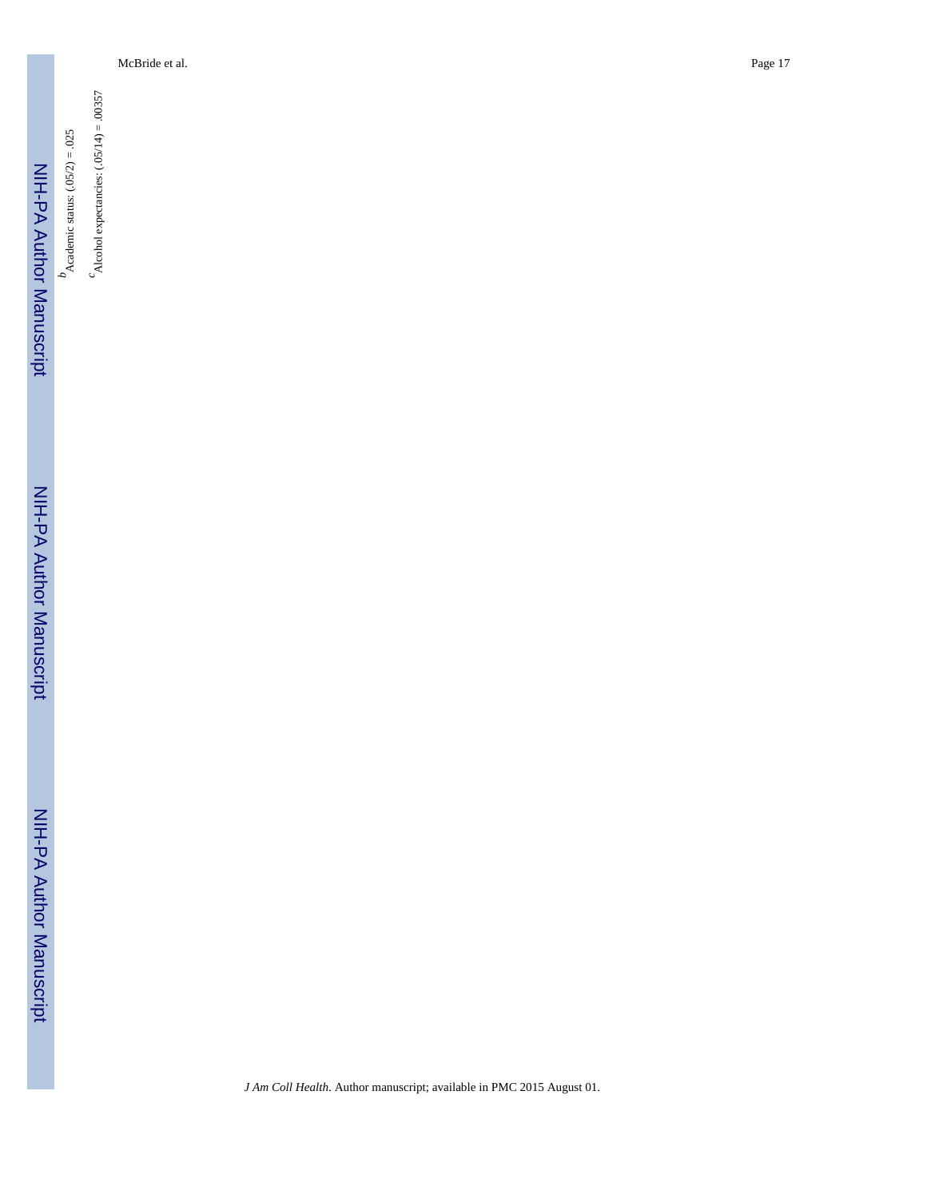[b] Academic status: $(.05/2) = .025$

[c] Alcohol expectancies: $(.05/14) = .00357$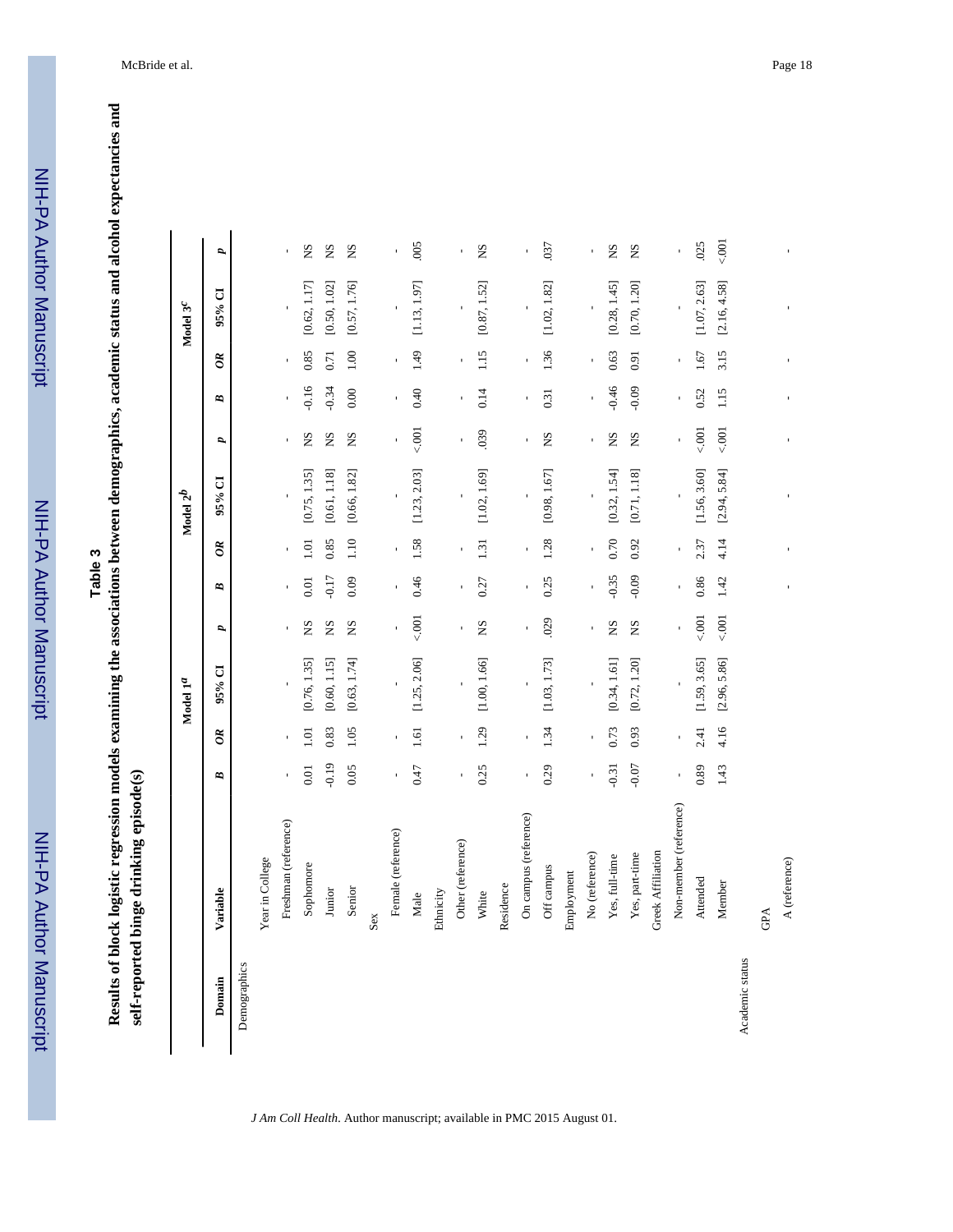## Table 3

**Results of block logistic regression models examining the associations between demographics, academic status and alcohol expectancies and self-reported binge drinking episode(s)**

| Domain | Variable | Model 1[a] | | | | Model 2[b] | | | | Model 3[c] | | | |
|---|---|---|---|---|---|---|---|---|---|---|---|---|---|
| | | *B* | *OR* | 95% CI | *p* | *B* | *OR* | 95% CI | *p* | *B* | *OR* | 95% CI | *p* |
| Demographics | | | | | | | | | | | | | |
| | Year in College | | | | | | | | | | | | |
| | Freshman (reference) | - | - | - | - | - | - | - | - | - | - | - | - |
| | Sophomore | 0.01 | 1.01 | [0.76, 1.35] | NS | 0.01 | 1.01 | [0.75, 1.35] | NS | -0.16 | 0.85 | [0.62, 1.17] | NS |
| | Junior | -0.19 | 0.83 | [0.60, 1.15] | NS | -0.17 | 0.85 | [0.61, 1.18] | NS | -0.34 | 0.71 | [0.50, 1.02] | NS |
| | Senior | 0.05 | 1.05 | [0.63, 1.74] | NS | 0.09 | 1.10 | [0.66, 1.82] | NS | 0.00 | 1.00 | [0.57, 1.76] | NS |
| | Sex | | | | | | | | | | | | |
| | Female (reference) | - | - | - | - | - | - | - | - | - | - | - | - |
| | Male | 0.47 | 1.61 | [1.25, 2.06] | <.001 | 0.46 | 1.58 | [1.23, 2.03] | <.001 | 0.40 | 1.49 | [1.13, 1.97] | .005 |
| | Ethnicity | | | | | | | | | | | | |
| | Other (reference) | - | - | - | - | - | - | - | - | - | - | - | - |
| | White | 0.25 | 1.29 | [1.00, 1.66] | NS | 0.27 | 1.31 | [1.02, 1.69] | .039 | 0.14 | 1.15 | [0.87, 1.52] | NS |
| | Residence | | | | | | | | | | | | |
| | On campus (reference) | - | - | - | - | - | - | - | - | - | - | - | - |
| | Off campus | 0.29 | 1.34 | [1.03, 1.73] | .029 | 0.25 | 1.28 | [0.98, 1.67] | NS | 0.31 | 1.36 | [1.02, 1.82] | .037 |
| | Employment | | | | | | | | | | | | |
| | No (reference) | - | - | - | - | - | - | - | - | - | - | - | - |
| | Yes, full-time | -0.31 | 0.73 | [0.34, 1.61] | NS | -0.35 | 0.70 | [0.32, 1.54] | NS | -0.46 | 0.63 | [0.28, 1.45] | NS |
| | Yes, part-time | -0.07 | 0.93 | [0.72, 1.20] | NS | -0.09 | 0.92 | [0.71, 1.18] | NS | -0.09 | 0.91 | [0.70, 1.20] | NS |
| | Greek Affiliation | | | | | | | | | | | | |
| | Non-member (reference) | - | - | - | - | - | - | - | - | - | - | - | - |
| | Attended | 0.89 | 2.41 | [1.59, 3.65] | <.001 | 0.86 | 2.37 | [1.56, 3.60] | <.001 | 0.52 | 1.67 | [1.07, 2.63] | .025 |
| | Member | 1.43 | 4.16 | [2.96, 5.86] | <.001 | 1.42 | 4.14 | [2.94, 5.84] | <.001 | 1.15 | 3.15 | [2.16, 4.58] | <.001 |
| Academic status | | | | | | | | | | | | | |
| | GPA | | | | | | | | | | | | |
| | A (reference) | | | | | - | - | - | - | - | - | - | - |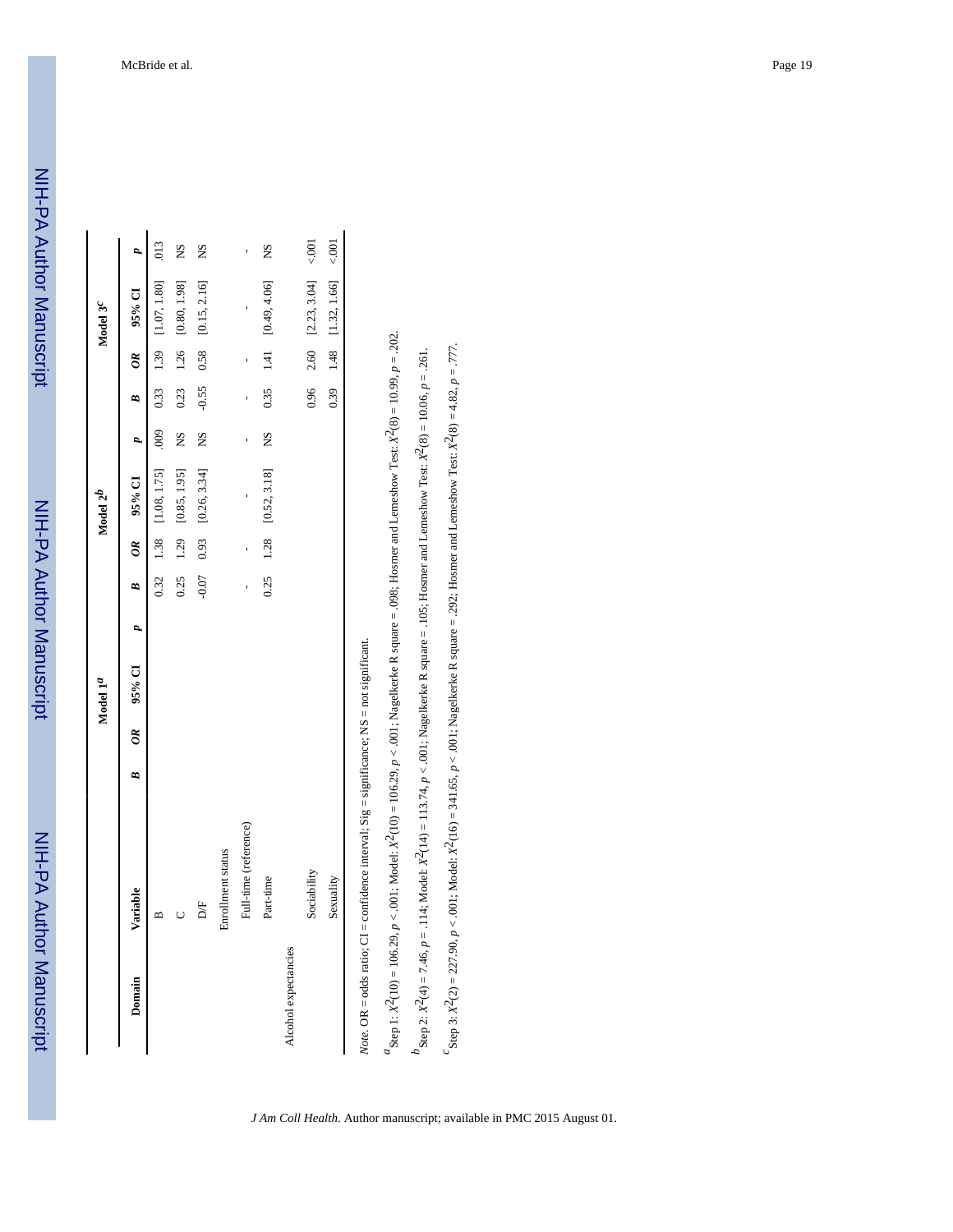| Domain | Variable | Model 1[a] | | | | Model 2[b] | | | | Model 3[c] | | | |
|---|---|---|---|---|---|---|---|---|---|---|---|---|---|
| | | *B* | *OR* | 95% CI | *p* | *B* | *OR* | 95% CI | *p* | *B* | *OR* | 95% CI | *p* |
| | B | | | | | 0.32 | 1.38 | [1.08, 1.75] | .009 | 0.33 | 1.39 | [1.07, 1.80] | .013 |
| | C | | | | | 0.25 | 1.29 | [0.85, 1.95] | NS | 0.23 | 1.26 | [0.80, 1.98] | NS |
| | D/F | | | | | -0.07 | 0.93 | [0.26, 3.34] | NS | -0.55 | 0.58 | [0.15, 2.16] | NS |
| | Enrollment status | | | | | | | | | | | | |
| | Full-time (reference) | | | | | - | - | - | - | - | - | - | - |
| | Part-time | | | | | 0.25 | 1.28 | [0.52, 3.18] | NS | 0.35 | 1.41 | [0.49, 4.06] | NS |
| Alcohol expectancies | | | | | | | | | | | | | |
| | Sociability | | | | | | | | | 0.96 | 2.60 | [2.23, 3.04] | <.001 |
| | Sexuality | | | | | | | | | 0.39 | 1.48 | [1.32, 1.66] | <.001 |

*Note*. OR = odds ratio; CI = confidence interval; Sig = significance; NS = not significant.

[a] Step 1: $X^2(10) = 106.29$, $p < .001$; Model: $X^2(10) = 106.29$, $p < .001$; Nagelkerke R square = .098; Hosmer and Lemeshow Test: $X^2(8) = 10.99$, $p = .202$.

[b] Step 2: $X^2(4) = 7.46$, $p = .114$; Model: $X^2(14) = 113.74$, $p < .001$; Nagelkerke R square = .105; Hosmer and Lemeshow Test: $X^2(8) = 10.06$, $p = .261$.

[c] Step 3: $X^2(2) = 227.90$, $p < .001$; Model: $X^2(16) = 341.65$, $p < .001$; Nagelkerke R square = .292; Hosmer and Lemeshow Test: $X^2(8) = 4.82$, $p = .777$.